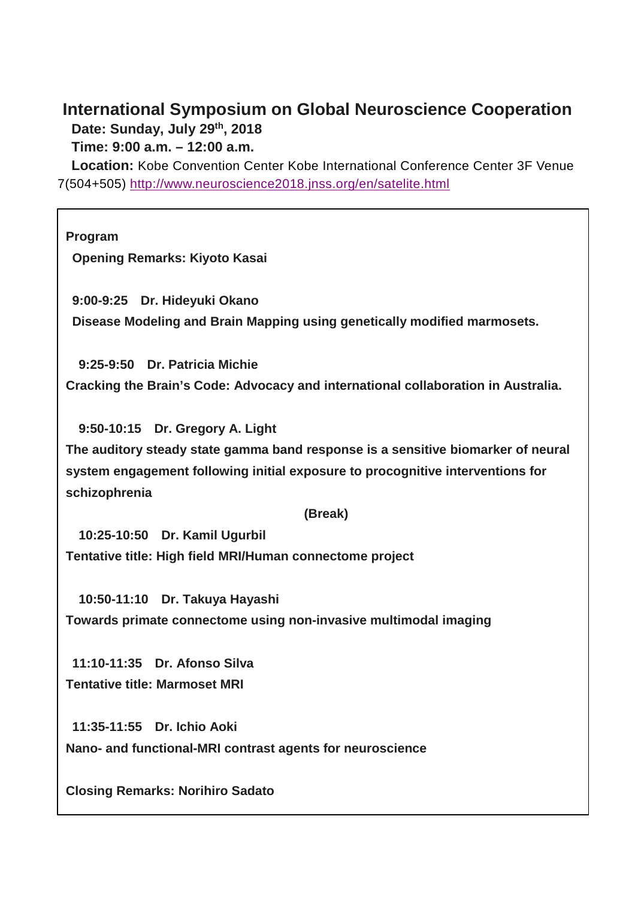# International Symposium on Global Neuroscience Cooperation

**Date: Sunday, July 29th, 2018**

**Time: 9:00 a.m. – 12:00 a.m.**

**Location:** Kobe Convention Center Kobe International Conference Center 3F Venue 7(504+505) http://www.neuroscience2018.jnss.org/en/satelite.html

**Program**

**Opening Remarks: Kiyoto Kasai**

**9:00-9:25 Dr. Hideyuki Okano**

**Disease Modeling and Brain Mapping using genetically modified marmosets.**

**9:25-9:50 Dr. Patricia Michie**

**Cracking the Brain's Code: Advocacy and international collaboration in Australia.**

**9:50-10:15 Dr. Gregory A. Light**

**The auditory steady state gamma band response is a sensitive biomarker of neural system engagement following initial exposure to procognitive interventions for schizophrenia**

**(Break)**

**10:25-10:50 Dr. Kamil Ugurbil**

**Tentative title: High field MRI/Human connectome project**

**10:50-11:10 Dr. Takuya Hayashi**

**Towards primate connectome using non-invasive multimodal imaging**

**11:10-11:35 Dr. Afonso Silva**

**Tentative title: Marmoset MRI**

**11:35-11:55 Dr. Ichio Aoki**

**Nano- and functional-MRI contrast agents for neuroscience**

**Closing Remarks: Norihiro Sadato**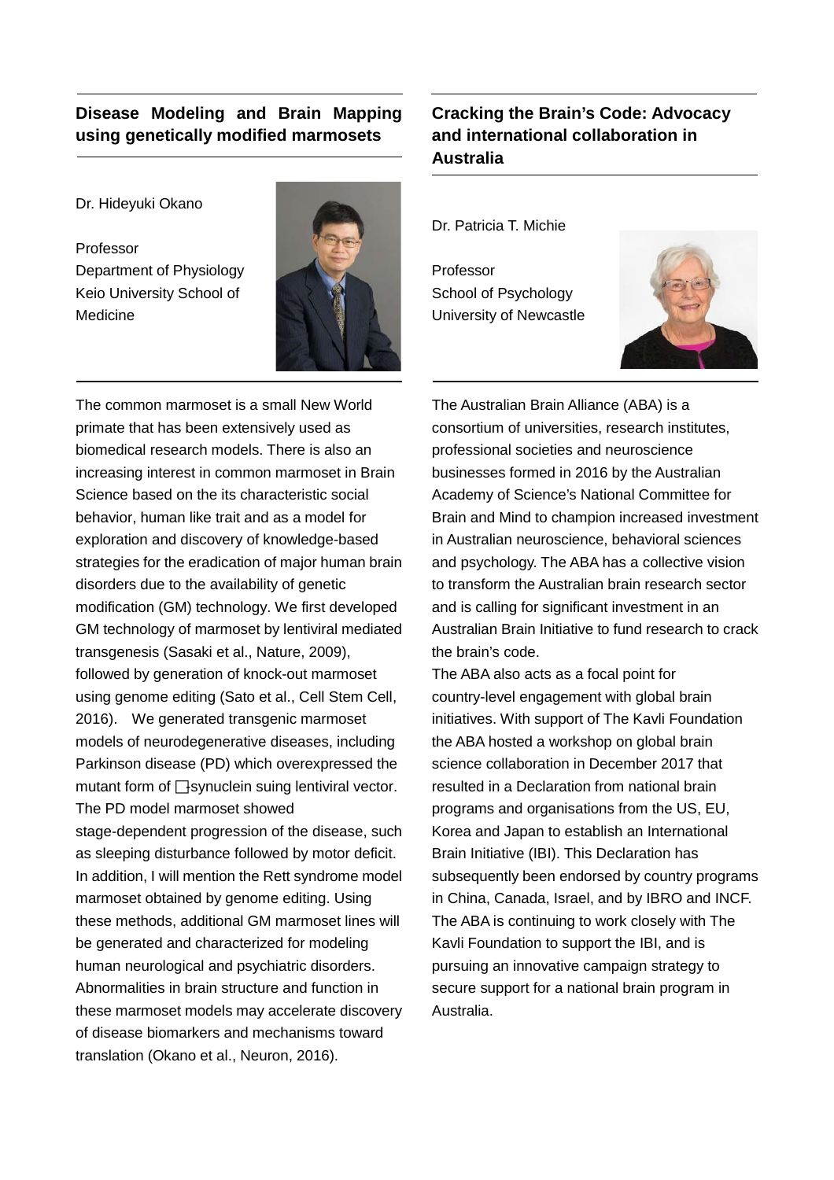## Disease Modeling and Brain Mapping using genetically modified marmosets

Dr. Hideyuki Okano

Professor
Department of Physiology
Keio University School of Medicine

The common marmoset is a small New World primate that has been extensively used as biomedical research models. There is also an increasing interest in common marmoset in Brain Science based on the its characteristic social behavior, human like trait and as a model for exploration and discovery of knowledge-based strategies for the eradication of major human brain disorders due to the availability of genetic modification (GM) technology. We first developed GM technology of marmoset by lentiviral mediated transgenesis (Sasaki et al., Nature, 2009), followed by generation of knock-out marmoset using genome editing (Sato et al., Cell Stem Cell, 2016). We generated transgenic marmoset models of neurodegenerative diseases, including Parkinson disease (PD) which overexpressed the mutant form of □-synuclein suing lentiviral vector. The PD model marmoset showed stage-dependent progression of the disease, such as sleeping disturbance followed by motor deficit. In addition, I will mention the Rett syndrome model marmoset obtained by genome editing. Using these methods, additional GM marmoset lines will be generated and characterized for modeling human neurological and psychiatric disorders. Abnormalities in brain structure and function in these marmoset models may accelerate discovery of disease biomarkers and mechanisms toward translation (Okano et al., Neuron, 2016).

## Cracking the Brain's Code: Advocacy and international collaboration in Australia

Dr. Patricia T. Michie

Professor
School of Psychology
University of Newcastle

The Australian Brain Alliance (ABA) is a consortium of universities, research institutes, professional societies and neuroscience businesses formed in 2016 by the Australian Academy of Science's National Committee for Brain and Mind to champion increased investment in Australian neuroscience, behavioral sciences and psychology. The ABA has a collective vision to transform the Australian brain research sector and is calling for significant investment in an Australian Brain Initiative to fund research to crack the brain's code.

The ABA also acts as a focal point for country-level engagement with global brain initiatives. With support of The Kavli Foundation the ABA hosted a workshop on global brain science collaboration in December 2017 that resulted in a Declaration from national brain programs and organisations from the US, EU, Korea and Japan to establish an International Brain Initiative (IBI). This Declaration has subsequently been endorsed by country programs in China, Canada, Israel, and by IBRO and INCF. The ABA is continuing to work closely with The Kavli Foundation to support the IBI, and is pursuing an innovative campaign strategy to secure support for a national brain program in Australia.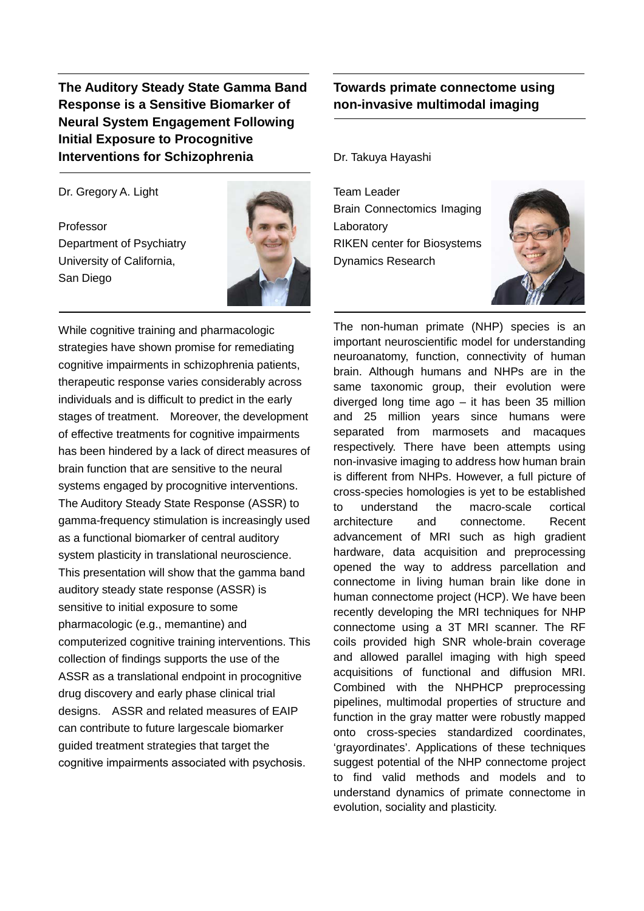## The Auditory Steady State Gamma Band Response is a Sensitive Biomarker of Neural System Engagement Following Initial Exposure to Procognitive Interventions for Schizophrenia

Dr. Gregory A. Light

Professor
Department of Psychiatry
University of California,
San Diego

While cognitive training and pharmacologic strategies have shown promise for remediating cognitive impairments in schizophrenia patients, therapeutic response varies considerably across individuals and is difficult to predict in the early stages of treatment. Moreover, the development of effective treatments for cognitive impairments has been hindered by a lack of direct measures of brain function that are sensitive to the neural systems engaged by procognitive interventions. The Auditory Steady State Response (ASSR) to gamma-frequency stimulation is increasingly used as a functional biomarker of central auditory system plasticity in translational neuroscience. This presentation will show that the gamma band auditory steady state response (ASSR) is sensitive to initial exposure to some pharmacologic (e.g., memantine) and computerized cognitive training interventions. This collection of findings supports the use of the ASSR as a translational endpoint in procognitive drug discovery and early phase clinical trial designs. ASSR and related measures of EAIP can contribute to future largescale biomarker guided treatment strategies that target the cognitive impairments associated with psychosis.

## Towards primate connectome using non-invasive multimodal imaging

Dr. Takuya Hayashi

Team Leader
Brain Connectomics Imaging Laboratory
RIKEN center for Biosystems Dynamics Research

The non-human primate (NHP) species is an important neuroscientific model for understanding neuroanatomy, function, connectivity of human brain. Although humans and NHPs are in the same taxonomic group, their evolution were diverged long time ago – it has been 35 million and 25 million years since humans were separated from marmosets and macaques respectively. There have been attempts using non-invasive imaging to address how human brain is different from NHPs. However, a full picture of cross-species homologies is yet to be established to understand the macro-scale cortical architecture and connectome. Recent advancement of MRI such as high gradient hardware, data acquisition and preprocessing opened the way to address parcellation and connectome in living human brain like done in human connectome project (HCP). We have been recently developing the MRI techniques for NHP connectome using a 3T MRI scanner. The RF coils provided high SNR whole-brain coverage and allowed parallel imaging with high speed acquisitions of functional and diffusion MRI. Combined with the NHPHCP preprocessing pipelines, multimodal properties of structure and function in the gray matter were robustly mapped onto cross-species standardized coordinates, 'grayordinates'. Applications of these techniques suggest potential of the NHP connectome project to find valid methods and models and to understand dynamics of primate connectome in evolution, sociality and plasticity.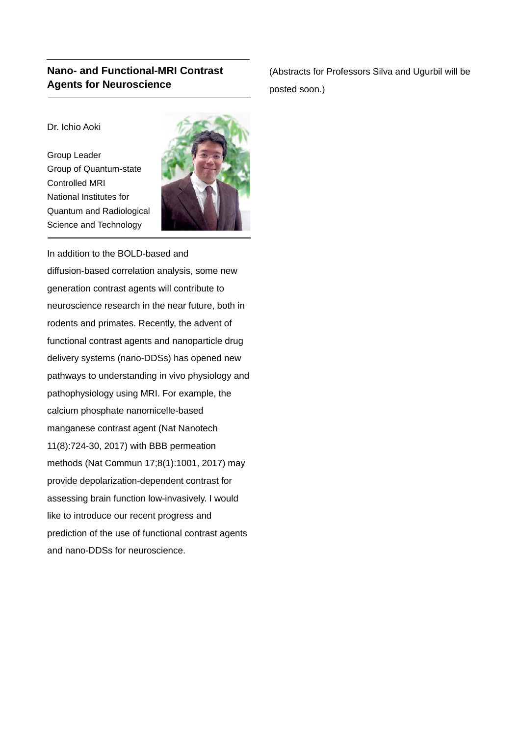## Nano- and Functional-MRI Contrast Agents for Neuroscience

Dr. Ichio Aoki

Group Leader
Group of Quantum-state Controlled MRI
National Institutes for Quantum and Radiological Science and Technology

In addition to the BOLD-based and diffusion-based correlation analysis, some new generation contrast agents will contribute to neuroscience research in the near future, both in rodents and primates. Recently, the advent of functional contrast agents and nanoparticle drug delivery systems (nano-DDSs) has opened new pathways to understanding in vivo physiology and pathophysiology using MRI. For example, the calcium phosphate nanomicelle-based manganese contrast agent (Nat Nanotech 11(8):724-30, 2017) with BBB permeation methods (Nat Commun 17;8(1):1001, 2017) may provide depolarization-dependent contrast for assessing brain function low-invasively. I would like to introduce our recent progress and prediction of the use of functional contrast agents and nano-DDSs for neuroscience.

(Abstracts for Professors Silva and Ugurbil will be posted soon.)